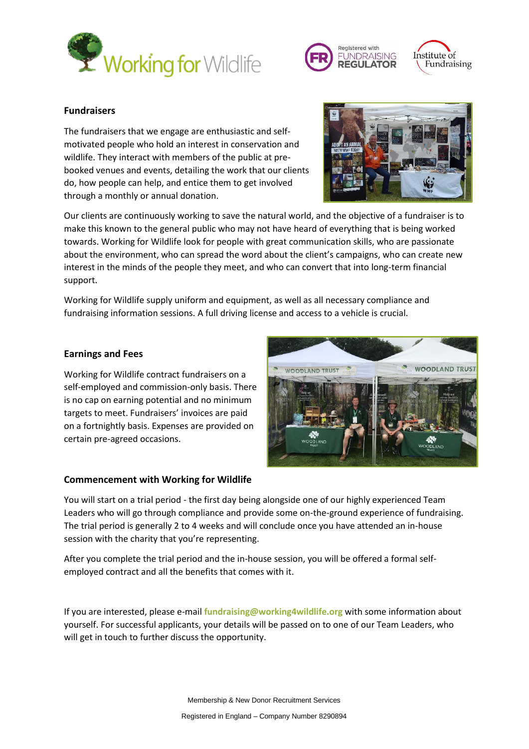## Fundraisers

The fundraisers that we engage are enthusiastic and self-motivated people who hold an interest in conservation and wildlife. They interact with members of the public at pre-booked venues and events, detailing the work that our clients do, how people can help, and entice them to get involved through a monthly or annual donation.

Our clients are continuously working to save the natural world, and the objective of a fundraiser is to make this known to the general public who may not have heard of everything that is being worked towards. Working for Wildlife look for people with great communication skills, who are passionate about the environment, who can spread the word about the client's campaigns, who can create new interest in the minds of the people they meet, and who can convert that into long-term financial support.

Working for Wildlife supply uniform and equipment, as well as all necessary compliance and fundraising information sessions. A full driving license and access to a vehicle is crucial.

## Earnings and Fees

Working for Wildlife contract fundraisers on a self-employed and commission-only basis. There is no cap on earning potential and no minimum targets to meet. Fundraisers' invoices are paid on a fortnightly basis. Expenses are provided on certain pre-agreed occasions.

## Commencement with Working for Wildlife

You will start on a trial period - the first day being alongside one of our highly experienced Team Leaders who will go through compliance and provide some on-the-ground experience of fundraising. The trial period is generally 2 to 4 weeks and will conclude once you have attended an in-house session with the charity that you're representing.

After you complete the trial period and the in-house session, you will be offered a formal self-employed contract and all the benefits that comes with it.

If you are interested, please e-mail **fundraising@working4wildlife.org** with some information about yourself. For successful applicants, your details will be passed on to one of our Team Leaders, who will get in touch to further discuss the opportunity.

Membership & New Donor Recruitment Services

Registered in England – Company Number 8290894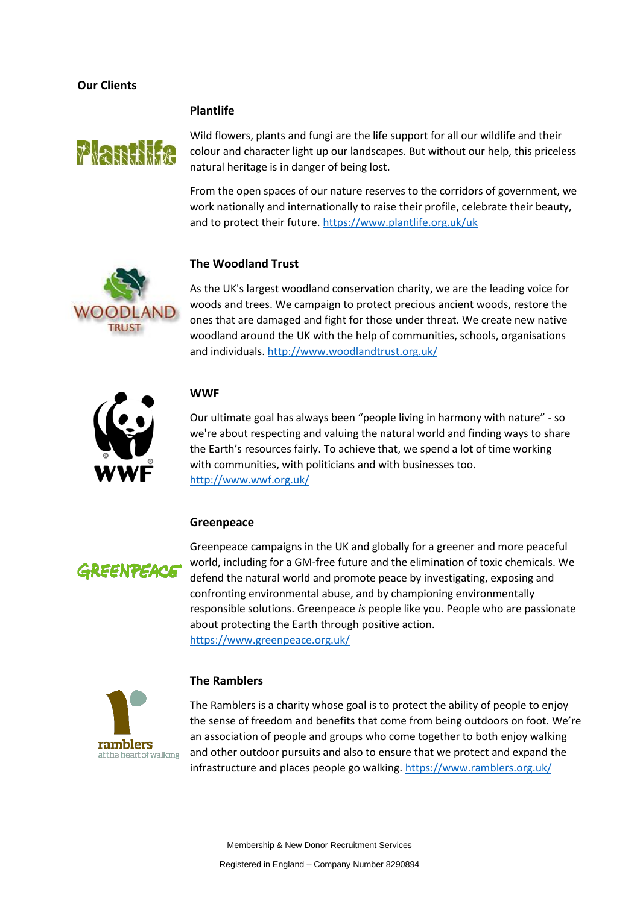## Our Clients

### Plantlife

Wild flowers, plants and fungi are the life support for all our wildlife and their colour and character light up our landscapes. But without our help, this priceless natural heritage is in danger of being lost.

From the open spaces of our nature reserves to the corridors of government, we work nationally and internationally to raise their profile, celebrate their beauty, and to protect their future. https://www.plantlife.org.uk/uk

### The Woodland Trust

As the UK's largest woodland conservation charity, we are the leading voice for woods and trees. We campaign to protect precious ancient woods, restore the ones that are damaged and fight for those under threat. We create new native woodland around the UK with the help of communities, schools, organisations and individuals. http://www.woodlandtrust.org.uk/

### WWF

Our ultimate goal has always been "people living in harmony with nature" - so we're about respecting and valuing the natural world and finding ways to share the Earth's resources fairly. To achieve that, we spend a lot of time working with communities, with politicians and with businesses too. http://www.wwf.org.uk/

### Greenpeace

Greenpeace campaigns in the UK and globally for a greener and more peaceful world, including for a GM-free future and the elimination of toxic chemicals. We defend the natural world and promote peace by investigating, exposing and confronting environmental abuse, and by championing environmentally responsible solutions. Greenpeace *is* people like you. People who are passionate about protecting the Earth through positive action. https://www.greenpeace.org.uk/

### The Ramblers

The Ramblers is a charity whose goal is to protect the ability of people to enjoy the sense of freedom and benefits that come from being outdoors on foot. We're an association of people and groups who come together to both enjoy walking and other outdoor pursuits and also to ensure that we protect and expand the infrastructure and places people go walking. https://www.ramblers.org.uk/

Membership & New Donor Recruitment Services

Registered in England – Company Number 8290894